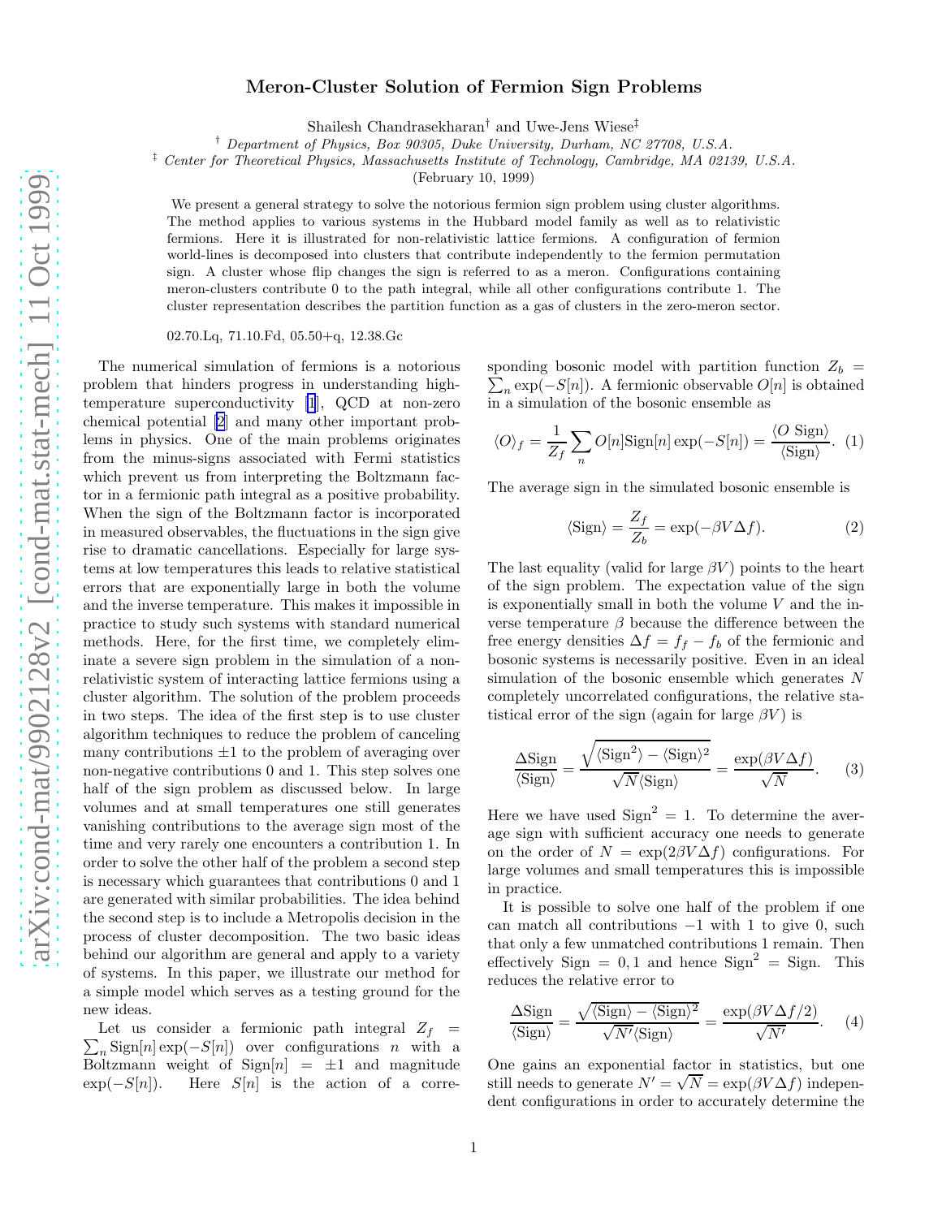# Meron-Cluster Solution of Fermion Sign Problems

Shailesh Chandrasekharan[†] and Uwe-Jens Wiese[‡]

[†] *Department of Physics, Box 90305, Duke University, Durham, NC 27708, U.S.A.*

[‡] *Center for Theoretical Physics, Massachusetts Institute of Technology, Cambridge, MA 02139, U.S.A.*

(February 10, 1999)

We present a general strategy to solve the notorious fermion sign problem using cluster algorithms. The method applies to various systems in the Hubbard model family as well as to relativistic fermions. Here it is illustrated for non-relativistic lattice fermions. A configuration of fermion world-lines is decomposed into clusters that contribute independently to the fermion permutation sign. A cluster whose flip changes the sign is referred to as a meron. Configurations containing meron-clusters contribute 0 to the path integral, while all other configurations contribute 1. The cluster representation describes the partition function as a gas of clusters in the zero-meron sector.

02.70.Lq, 71.10.Fd, 05.50+q, 12.38.Gc

The numerical simulation of fermions is a notorious problem that hinders progress in understanding high-temperature superconductivity [1], QCD at non-zero chemical potential [2] and many other important problems in physics. One of the main problems originates from the minus-signs associated with Fermi statistics which prevent us from interpreting the Boltzmann factor in a fermionic path integral as a positive probability. When the sign of the Boltzmann factor is incorporated in measured observables, the fluctuations in the sign give rise to dramatic cancellations. Especially for large systems at low temperatures this leads to relative statistical errors that are exponentially large in both the volume and the inverse temperature. This makes it impossible in practice to study such systems with standard numerical methods. Here, for the first time, we completely eliminate a severe sign problem in the simulation of a non-relativistic system of interacting lattice fermions using a cluster algorithm. The solution of the problem proceeds in two steps. The idea of the first step is to use cluster algorithm techniques to reduce the problem of canceling many contributions $\pm 1$ to the problem of averaging over non-negative contributions 0 and 1. This step solves one half of the sign problem as discussed below. In large volumes and at small temperatures one still generates vanishing contributions to the average sign most of the time and very rarely one encounters a contribution 1. In order to solve the other half of the problem a second step is necessary which guarantees that contributions 0 and 1 are generated with similar probabilities. The idea behind the second step is to include a Metropolis decision in the process of cluster decomposition. The two basic ideas behind our algorithm are general and apply to a variety of systems. In this paper, we illustrate our method for a simple model which serves as a testing ground for the new ideas.

Let us consider a fermionic path integral $Z_f = \sum_n \text{Sign}[n] \exp(-S[n])$ over configurations $n$ with a Boltzmann weight of $\text{Sign}[n] = \pm 1$ and magnitude $\exp(-S[n])$. Here $S[n]$ is the action of a corresponding bosonic model with partition function $Z_b = \sum_n \exp(-S[n])$. A fermionic observable $O[n]$ is obtained in a simulation of the bosonic ensemble as

$$\langle O \rangle_f = \frac{1}{Z_f} \sum_n O[n] \text{Sign}[n] \exp(-S[n]) = \frac{\langle O \ \text{Sign} \rangle}{\langle \text{Sign} \rangle}. \quad (1)$$

The average sign in the simulated bosonic ensemble is

$$\langle \text{Sign} \rangle = \frac{Z_f}{Z_b} = \exp(-\beta V \Delta f). \quad (2)$$

The last equality (valid for large $\beta V$) points to the heart of the sign problem. The expectation value of the sign is exponentially small in both the volume $V$ and the inverse temperature $\beta$ because the difference between the free energy densities $\Delta f = f_f - f_b$ of the fermionic and bosonic systems is necessarily positive. Even in an ideal simulation of the bosonic ensemble which generates $N$ completely uncorrelated configurations, the relative statistical error of the sign (again for large $\beta V$) is

$$\frac{\Delta \text{Sign}}{\langle \text{Sign} \rangle} = \frac{\sqrt{\langle \text{Sign}^2 \rangle - \langle \text{Sign} \rangle^2}}{\sqrt{N} \langle \text{Sign} \rangle} = \frac{\exp(\beta V \Delta f)}{\sqrt{N}}. \quad (3)$$

Here we have used $\text{Sign}^2 = 1$. To determine the average sign with sufficient accuracy one needs to generate on the order of $N = \exp(2\beta V \Delta f)$ configurations. For large volumes and small temperatures this is impossible in practice.

It is possible to solve one half of the problem if one can match all contributions $-1$ with 1 to give 0, such that only a few unmatched contributions 1 remain. Then effectively $\text{Sign} = 0, 1$ and hence $\text{Sign}^2 = \text{Sign}$. This reduces the relative error to

$$\frac{\Delta \text{Sign}}{\langle \text{Sign} \rangle} = \frac{\sqrt{\langle \text{Sign} \rangle - \langle \text{Sign} \rangle^2}}{\sqrt{N'} \langle \text{Sign} \rangle} = \frac{\exp(\beta V \Delta f/2)}{\sqrt{N'}}. \quad (4)$$

One gains an exponential factor in statistics, but one still needs to generate $N' = \sqrt{N} = \exp(\beta V \Delta f)$ independent configurations in order to accurately determine the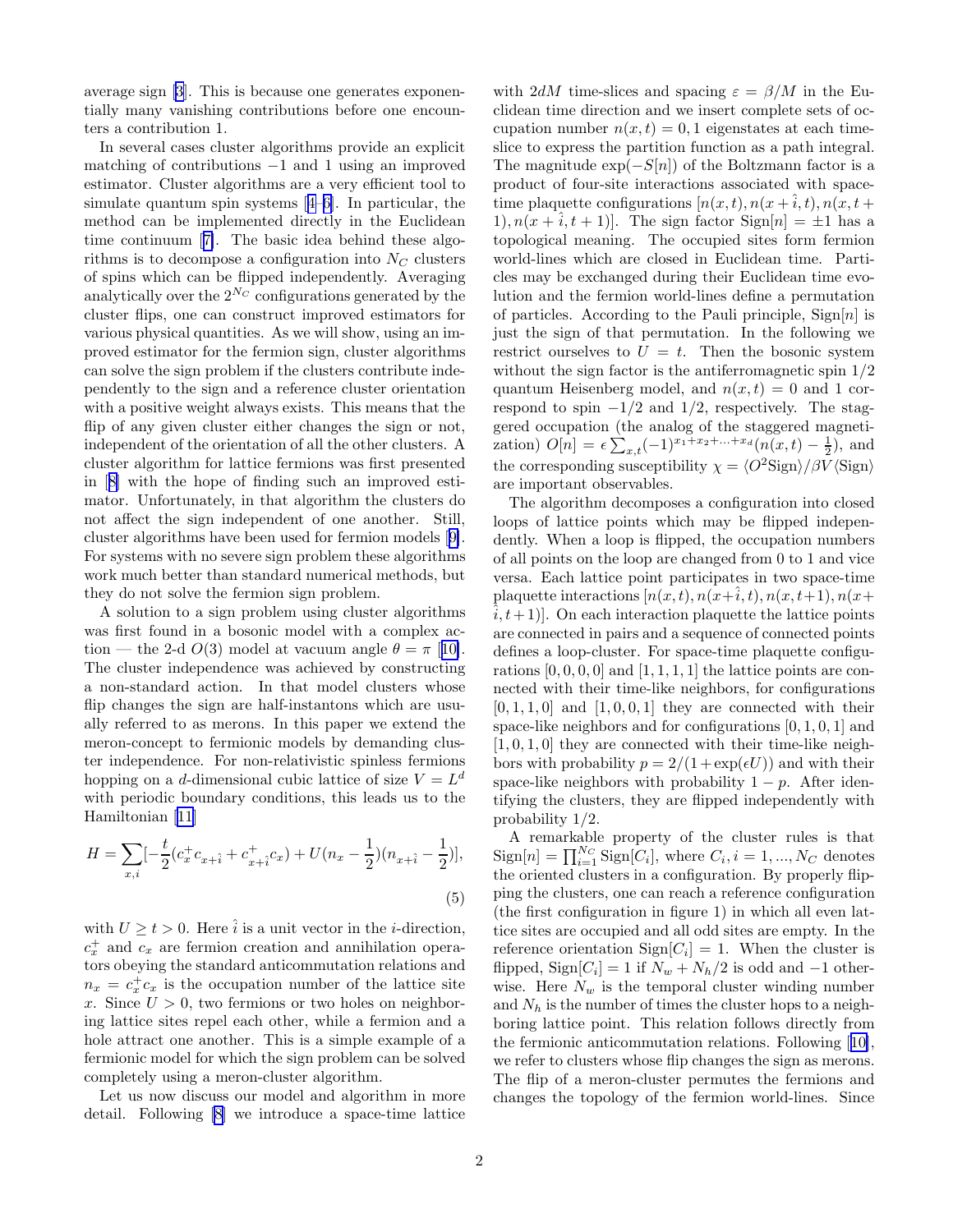average sign [3]. This is because one generates exponentially many vanishing contributions before one encounters a contribution 1.

In several cases cluster algorithms provide an explicit matching of contributions $-1$ and 1 using an improved estimator. Cluster algorithms are a very efficient tool to simulate quantum spin systems [4–6]. In particular, the method can be implemented directly in the Euclidean time continuum [7]. The basic idea behind these algorithms is to decompose a configuration into $N_C$ clusters of spins which can be flipped independently. Averaging analytically over the $2^{N_C}$ configurations generated by the cluster flips, one can construct improved estimators for various physical quantities. As we will show, using an improved estimator for the fermion sign, cluster algorithms can solve the sign problem if the clusters contribute independently to the sign and a reference cluster orientation with a positive weight always exists. This means that the flip of any given cluster either changes the sign or not, independent of the orientation of all the other clusters. A cluster algorithm for lattice fermions was first presented in [8] with the hope of finding such an improved estimator. Unfortunately, in that algorithm the clusters do not affect the sign independent of one another. Still, cluster algorithms have been used for fermion models [9]. For systems with no severe sign problem these algorithms work much better than standard numerical methods, but they do not solve the fermion sign problem.

A solution to a sign problem using cluster algorithms was first found in a bosonic model with a complex action — the 2-d $O(3)$ model at vacuum angle $\theta = \pi$ [10]. The cluster independence was achieved by constructing a non-standard action. In that model clusters whose flip changes the sign are half-instantons which are usually referred to as merons. In this paper we extend the meron-concept to fermionic models by demanding cluster independence. For non-relativistic spinless fermions hopping on a $d$-dimensional cubic lattice of size $V = L^d$ with periodic boundary conditions, this leads us to the Hamiltonian [11]

$$H = \sum_{x,i} [-\frac{t}{2}(c_x^+ c_{x+\hat{i}} + c_{x+\hat{i}}^+ c_x) + U(n_x - \frac{1}{2})(n_{x+\hat{i}} - \frac{1}{2})], \tag{5}$$

with $U \geq t > 0$. Here $\hat{i}$ is a unit vector in the $i$-direction, $c_x^+$ and $c_x$ are fermion creation and annihilation operators obeying the standard anticommutation relations and $n_x = c_x^+ c_x$ is the occupation number of the lattice site $x$. Since $U > 0$, two fermions or two holes on neighboring lattice sites repel each other, while a fermion and a hole attract one another. This is a simple example of a fermionic model for which the sign problem can be solved completely using a meron-cluster algorithm.

Let us now discuss our model and algorithm in more detail. Following [8] we introduce a space-time lattice with $2dM$ time-slices and spacing $\varepsilon = \beta/M$ in the Euclidean time direction and we insert complete sets of occupation number $n(x,t) = 0, 1$ eigenstates at each time-slice to express the partition function as a path integral. The magnitude $\exp(-S[n])$ of the Boltzmann factor is a product of four-site interactions associated with space-time plaquette configurations $[n(x,t), n(x+\hat{i},t), n(x,t+1), n(x+\hat{i},t+1)]$. The sign factor $\text{Sign}[n] = \pm 1$ has a topological meaning. The occupied sites form fermion world-lines which are closed in Euclidean time. Particles may be exchanged during their Euclidean time evolution and the fermion world-lines define a permutation of particles. According to the Pauli principle, $\text{Sign}[n]$ is just the sign of that permutation. In the following we restrict ourselves to $U = t$. Then the bosonic system without the sign factor is the antiferromagnetic spin 1/2 quantum Heisenberg model, and $n(x,t) = 0$ and 1 correspond to spin $-1/2$ and $1/2$, respectively. The staggered occupation (the analog of the staggered magnetization) $O[n] = \epsilon \sum_{x,t} (-1)^{x_1+x_2+\ldots+x_d}(n(x,t) - \frac{1}{2})$, and the corresponding susceptibility $\chi = \langle O^2 \text{Sign}\rangle / \beta V \langle \text{Sign}\rangle$ are important observables.

The algorithm decomposes a configuration into closed loops of lattice points which may be flipped independently. When a loop is flipped, the occupation numbers of all points on the loop are changed from 0 to 1 and vice versa. Each lattice point participates in two space-time plaquette interactions $[n(x,t), n(x+\hat{i},t), n(x,t+1), n(x+\hat{i},t+1)]$. On each interaction plaquette the lattice points are connected in pairs and a sequence of connected points defines a loop-cluster. For space-time plaquette configurations $[0,0,0,0]$ and $[1,1,1,1]$ the lattice points are connected with their time-like neighbors, for configurations $[0,1,1,0]$ and $[1,0,0,1]$ they are connected with their space-like neighbors and for configurations $[0,1,0,1]$ and $[1,0,1,0]$ they are connected with their time-like neighbors with probability $p = 2/(1+\exp(\epsilon U))$ and with their space-like neighbors with probability $1-p$. After identifying the clusters, they are flipped independently with probability 1/2.

A remarkable property of the cluster rules is that $\text{Sign}[n] = \prod_{i=1}^{N_C} \text{Sign}[C_i]$, where $C_i, i = 1, \ldots, N_C$ denotes the oriented clusters in a configuration. By properly flipping the clusters, one can reach a reference configuration (the first configuration in figure 1) in which all even lattice sites are occupied and all odd sites are empty. In the reference orientation $\text{Sign}[C_i] = 1$. When the cluster is flipped, $\text{Sign}[C_i] = 1$ if $N_w + N_h/2$ is odd and $-1$ otherwise. Here $N_w$ is the temporal cluster winding number and $N_h$ is the number of times the cluster hops to a neighboring lattice point. This relation follows directly from the fermionic anticommutation relations. Following [10], we refer to clusters whose flip changes the sign as merons. The flip of a meron-cluster permutes the fermions and changes the topology of the fermion world-lines. Since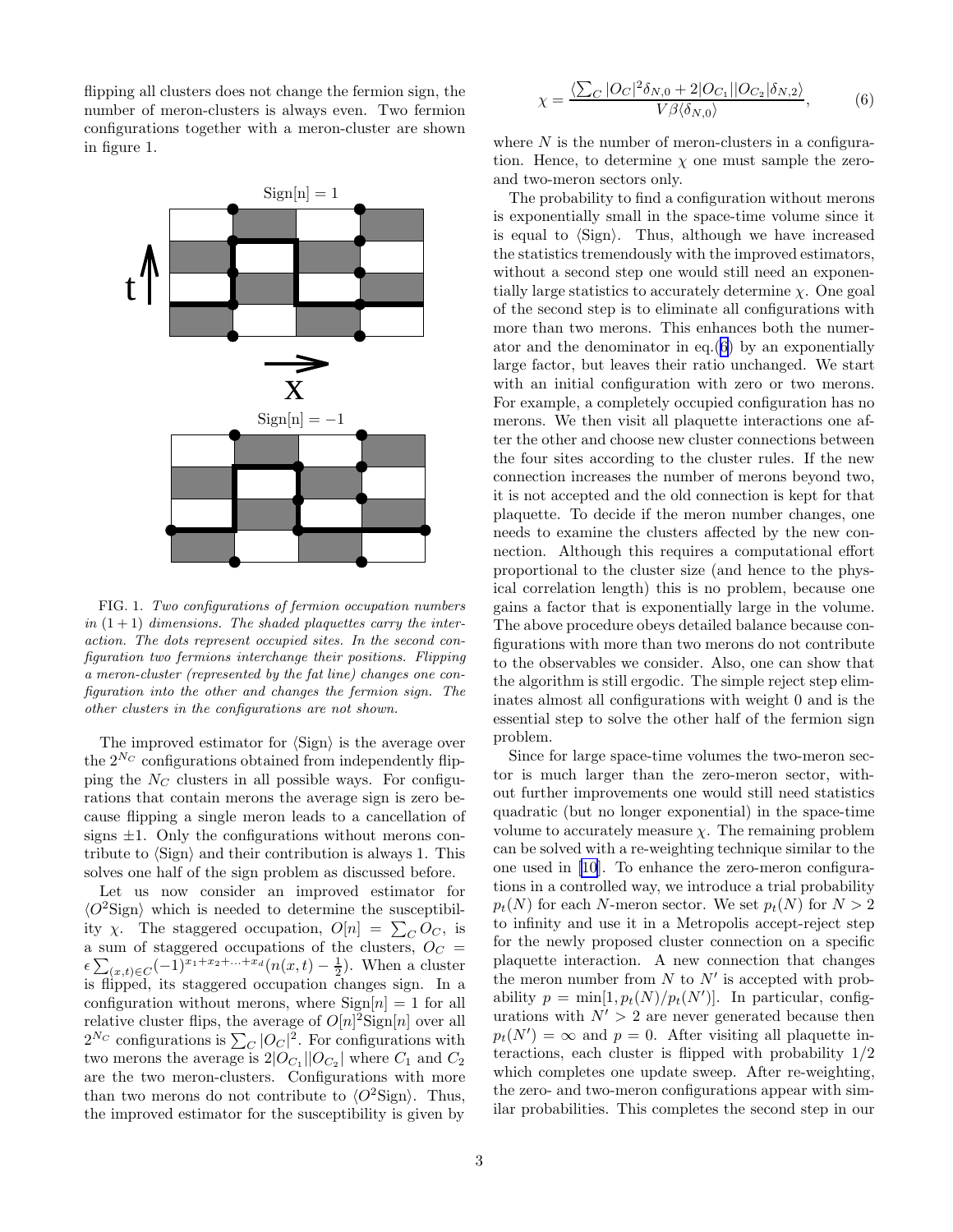flipping all clusters does not change the fermion sign, the number of meron-clusters is always even. Two fermion configurations together with a meron-cluster are shown in figure 1.

FIG. 1. *Two configurations of fermion occupation numbers in $(1+1)$ dimensions. The shaded plaquettes carry the interaction. The dots represent occupied sites. In the second configuration two fermions interchange their positions. Flipping a meron-cluster (represented by the fat line) changes one configuration into the other and changes the fermion sign. The other clusters in the configurations are not shown.*

The improved estimator for $\langle \text{Sign} \rangle$ is the average over the $2^{N_C}$ configurations obtained from independently flipping the $N_C$ clusters in all possible ways. For configurations that contain merons the average sign is zero because flipping a single meron leads to a cancellation of signs $\pm 1$. Only the configurations without merons contribute to $\langle \text{Sign} \rangle$ and their contribution is always 1. This solves one half of the sign problem as discussed before.

Let us now consider an improved estimator for $\langle O^2 \text{Sign} \rangle$ which is needed to determine the susceptibility $\chi$. The staggered occupation, $O[n] = \sum_C O_C$, is a sum of staggered occupations of the clusters, $O_C = \epsilon \sum_{(x,t)\in C} (-1)^{x_1+x_2+...+x_d}(n(x,t) - \frac{1}{2})$. When a cluster is flipped, its staggered occupation changes sign. In a configuration without merons, where $\text{Sign}[n] = 1$ for all relative cluster flips, the average of $O[n]^2 \text{Sign}[n]$ over all $2^{N_C}$ configurations is $\sum_C |O_C|^2$. For configurations with two merons the average is $2|O_{C_1}||O_{C_2}|$ where $C_1$ and $C_2$ are the two meron-clusters. Configurations with more than two merons do not contribute to $\langle O^2 \text{Sign} \rangle$. Thus, the improved estimator for the susceptibility is given by

$$\chi = \frac{\langle \sum_C |O_C|^2 \delta_{N,0} + 2|O_{C_1}||O_{C_2}|\delta_{N,2} \rangle}{V\beta \langle \delta_{N,0} \rangle}, \tag{6}$$

where $N$ is the number of meron-clusters in a configuration. Hence, to determine $\chi$ one must sample the zero- and two-meron sectors only.

The probability to find a configuration without merons is exponentially small in the space-time volume since it is equal to $\langle \text{Sign} \rangle$. Thus, although we have increased the statistics tremendously with the improved estimators, without a second step one would still need an exponentially large statistics to accurately determine $\chi$. One goal of the second step is to eliminate all configurations with more than two merons. This enhances both the numerator and the denominator in eq.(6) by an exponentially large factor, but leaves their ratio unchanged. We start with an initial configuration with zero or two merons. For example, a completely occupied configuration has no merons. We then visit all plaquette interactions one after the other and choose new cluster connections between the four sites according to the cluster rules. If the new connection increases the number of merons beyond two, it is not accepted and the old connection is kept for that plaquette. To decide if the meron number changes, one needs to examine the clusters affected by the new connection. Although this requires a computational effort proportional to the cluster size (and hence to the physical correlation length) this is no problem, because one gains a factor that is exponentially large in the volume. The above procedure obeys detailed balance because configurations with more than two merons do not contribute to the observables we consider. Also, one can show that the algorithm is still ergodic. The simple reject step eliminates almost all configurations with weight 0 and is the essential step to solve the other half of the fermion sign problem.

Since for large space-time volumes the two-meron sector is much larger than the zero-meron sector, without further improvements one would still need statistics quadratic (but no longer exponential) in the space-time volume to accurately measure $\chi$. The remaining problem can be solved with a re-weighting technique similar to the one used in [10]. To enhance the zero-meron configurations in a controlled way, we introduce a trial probability $p_t(N)$ for each $N$-meron sector. We set $p_t(N)$ for $N > 2$ to infinity and use it in a Metropolis accept-reject step for the newly proposed cluster connection on a specific plaquette interaction. A new connection that changes the meron number from $N$ to $N'$ is accepted with probability $p = \min[1, p_t(N)/p_t(N')]$. In particular, configurations with $N' > 2$ are never generated because then $p_t(N') = \infty$ and $p = 0$. After visiting all plaquette interactions, each cluster is flipped with probability $1/2$ which completes one update sweep. After re-weighting, the zero- and two-meron configurations appear with similar probabilities. This completes the second step in our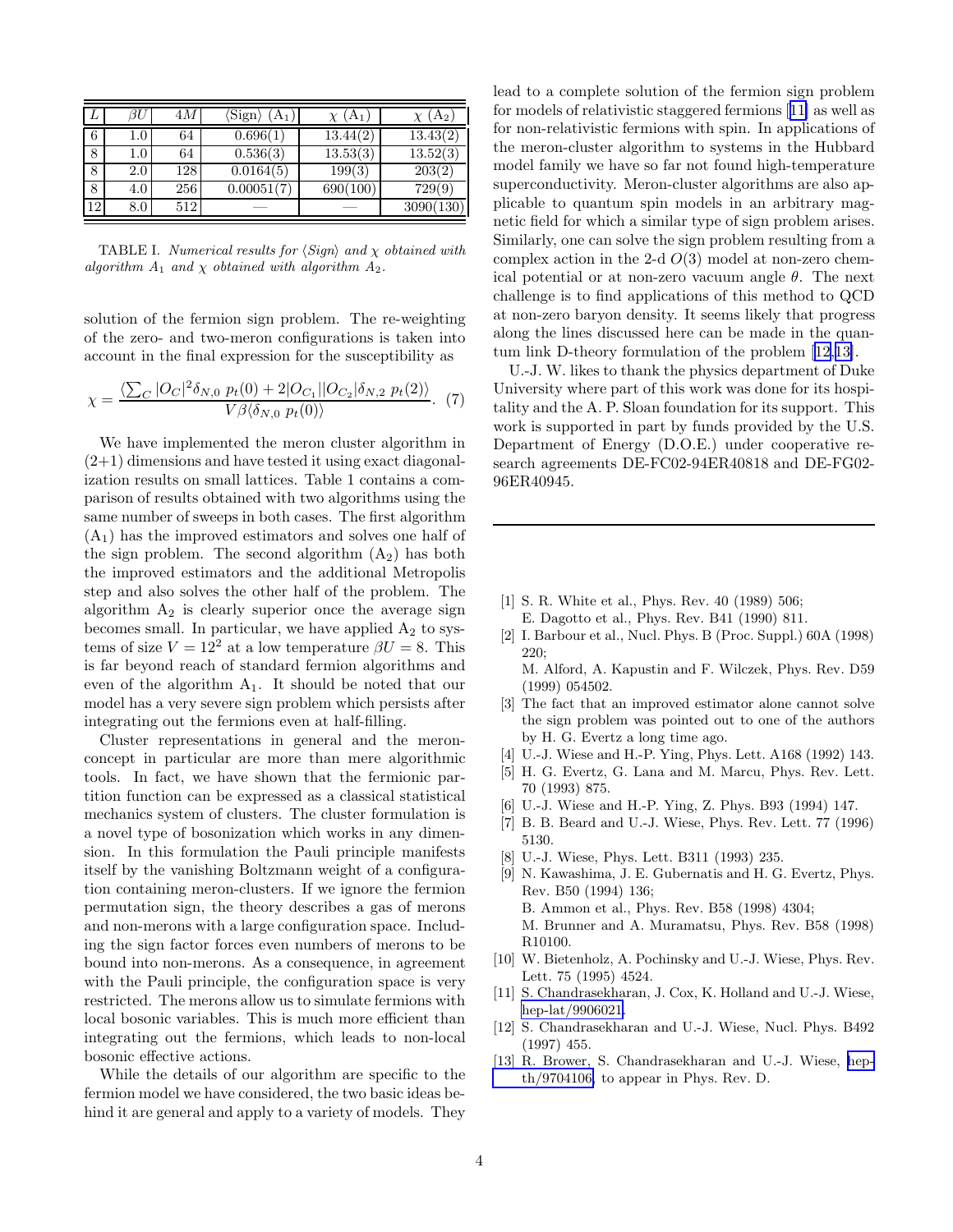| $L$ | $\beta U$ | $4M$ | $\langle \text{Sign} \rangle$ ($A_1$) | $\chi$ ($A_1$) | $\chi$ ($A_2$) |
|---|---|---|---|---|---|
| 6 | 1.0 | 64 | 0.696(1) | 13.44(2) | 13.43(2) |
| 8 | 1.0 | 64 | 0.536(3) | 13.53(3) | 13.52(3) |
| 8 | 2.0 | 128 | 0.0164(5) | 199(3) | 203(2) |
| 8 | 4.0 | 256 | 0.00051(7) | 690(100) | 729(9) |
| 12 | 8.0 | 512 | — | — | 3090(130) |

TABLE I. *Numerical results for $\langle Sign \rangle$ and $\chi$ obtained with algorithm $A_1$ and $\chi$ obtained with algorithm $A_2$.*

solution of the fermion sign problem. The re-weighting of the zero- and two-meron configurations is taken into account in the final expression for the susceptibility as

$$\chi = \frac{\langle \sum_C |O_C|^2 \delta_{N,0}\ p_t(0) + 2|O_{C_1}||O_{C_2}|\delta_{N,2}\ p_t(2) \rangle}{V\beta \langle \delta_{N,0}\ p_t(0) \rangle}. \quad (7)$$

We have implemented the meron cluster algorithm in (2+1) dimensions and have tested it using exact diagonalization results on small lattices. Table 1 contains a comparison of results obtained with two algorithms using the same number of sweeps in both cases. The first algorithm ($A_1$) has the improved estimators and solves one half of the sign problem. The second algorithm ($A_2$) has both the improved estimators and the additional Metropolis step and also solves the other half of the problem. The algorithm $A_2$ is clearly superior once the average sign becomes small. In particular, we have applied $A_2$ to systems of size $V = 12^2$ at a low temperature $\beta U = 8$. This is far beyond reach of standard fermion algorithms and even of the algorithm $A_1$. It should be noted that our model has a very severe sign problem which persists after integrating out the fermions even at half-filling.

Cluster representations in general and the meron-concept in particular are more than mere algorithmic tools. In fact, we have shown that the fermionic partition function can be expressed as a classical statistical mechanics system of clusters. The cluster formulation is a novel type of bosonization which works in any dimension. In this formulation the Pauli principle manifests itself by the vanishing Boltzmann weight of a configuration containing meron-clusters. If we ignore the fermion permutation sign, the theory describes a gas of merons and non-merons with a large configuration space. Including the sign factor forces even numbers of merons to be bound into non-merons. As a consequence, in agreement with the Pauli principle, the configuration space is very restricted. The merons allow us to simulate fermions with local bosonic variables. This is much more efficient than integrating out the fermions, which leads to non-local bosonic effective actions.

While the details of our algorithm are specific to the fermion model we have considered, the two basic ideas behind it are general and apply to a variety of models. They lead to a complete solution of the fermion sign problem for models of relativistic staggered fermions [11] as well as for non-relativistic fermions with spin. In applications of the meron-cluster algorithm to systems in the Hubbard model family we have so far not found high-temperature superconductivity. Meron-cluster algorithms are also applicable to quantum spin models in an arbitrary magnetic field for which a similar type of sign problem arises. Similarly, one can solve the sign problem resulting from a complex action in the 2-d $O(3)$ model at non-zero chemical potential or at non-zero vacuum angle $\theta$. The next challenge is to find applications of this method to QCD at non-zero baryon density. It seems likely that progress along the lines discussed here can be made in the quantum link D-theory formulation of the problem [12,13].

U.-J. W. likes to thank the physics department of Duke University where part of this work was done for its hospitality and the A. P. Sloan foundation for its support. This work is supported in part by funds provided by the U.S. Department of Energy (D.O.E.) under cooperative research agreements DE-FC02-94ER40818 and DE-FG02-96ER40945.

---

[1] S. R. White et al., Phys. Rev. 40 (1989) 506; E. Dagotto et al., Phys. Rev. B41 (1990) 811.

[2] I. Barbour et al., Nucl. Phys. B (Proc. Suppl.) 60A (1998) 220; M. Alford, A. Kapustin and F. Wilczek, Phys. Rev. D59 (1999) 054502.

[3] The fact that an improved estimator alone cannot solve the sign problem was pointed out to one of the authors by H. G. Evertz a long time ago.

[4] U.-J. Wiese and H.-P. Ying, Phys. Lett. A168 (1992) 143.

[5] H. G. Evertz, G. Lana and M. Marcu, Phys. Rev. Lett. 70 (1993) 875.

[6] U.-J. Wiese and H.-P. Ying, Z. Phys. B93 (1994) 147.

[7] B. B. Beard and U.-J. Wiese, Phys. Rev. Lett. 77 (1996) 5130.

[8] U.-J. Wiese, Phys. Lett. B311 (1993) 235.

[9] N. Kawashima, J. E. Gubernatis and H. G. Evertz, Phys. Rev. B50 (1994) 136; B. Ammon et al., Phys. Rev. B58 (1998) 4304; M. Brunner and A. Muramatsu, Phys. Rev. B58 (1998) R10100.

[10] W. Bietenholz, A. Pochinsky and U.-J. Wiese, Phys. Rev. Lett. 75 (1995) 4524.

[11] S. Chandrasekharan, J. Cox, K. Holland and U.-J. Wiese, hep-lat/9906021.

[12] S. Chandrasekharan and U.-J. Wiese, Nucl. Phys. B492 (1997) 455.

[13] R. Brower, S. Chandrasekharan and U.-J. Wiese, hep-th/9704106, to appear in Phys. Rev. D.